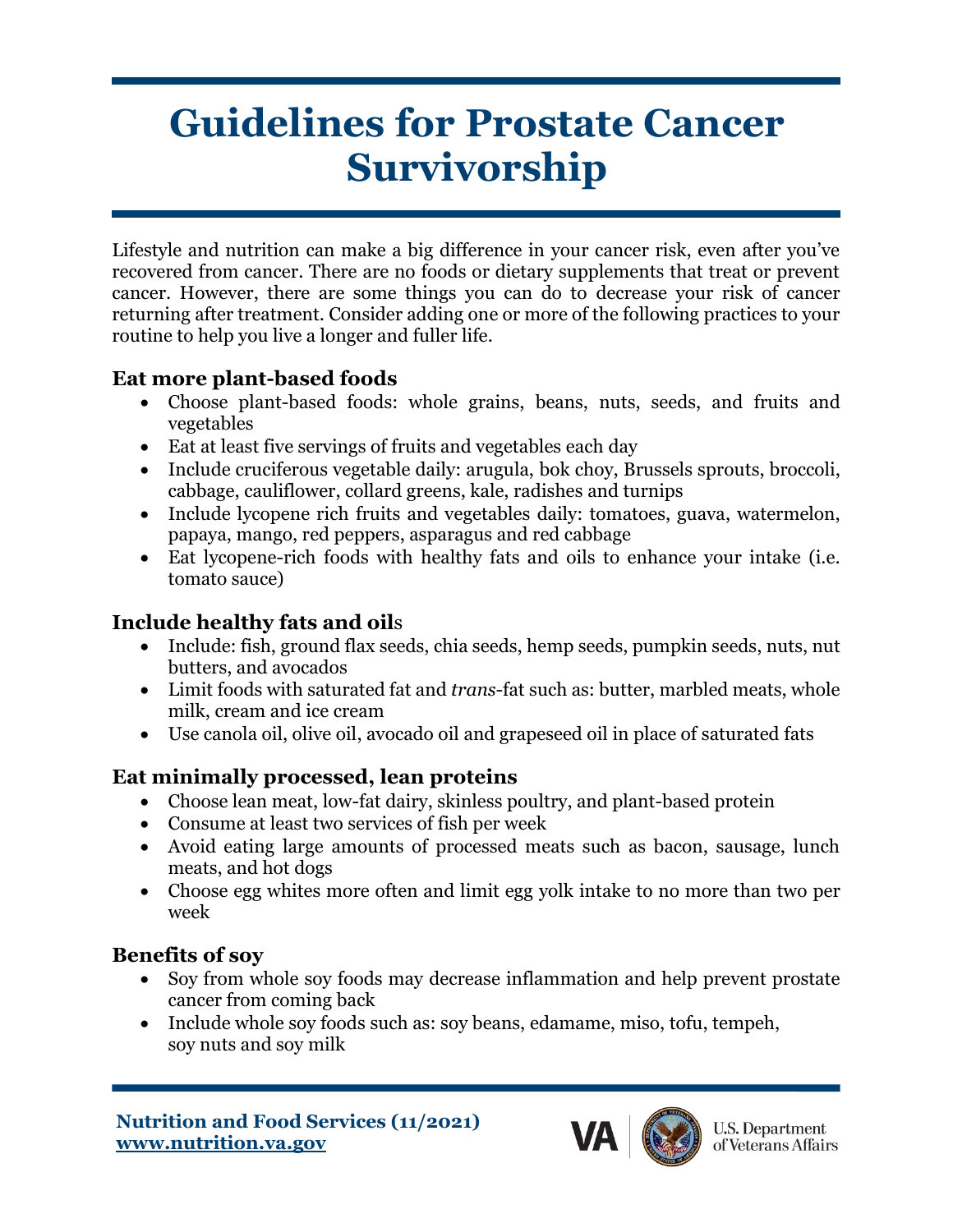# Guidelines for Prostate Cancer Survivorship

Lifestyle and nutrition can make a big difference in your cancer risk, even after you've recovered from cancer. There are no foods or dietary supplements that treat or prevent cancer. However, there are some things you can do to decrease your risk of cancer returning after treatment. Consider adding one or more of the following practices to your routine to help you live a longer and fuller life.

### Eat more plant-based foods

- Choose plant-based foods: whole grains, beans, nuts, seeds, and fruits and vegetables
- Eat at least five servings of fruits and vegetables each day
- Include cruciferous vegetable daily: arugula, bok choy, Brussels sprouts, broccoli, cabbage, cauliflower, collard greens, kale, radishes and turnips
- Include lycopene rich fruits and vegetables daily: tomatoes, guava, watermelon, papaya, mango, red peppers, asparagus and red cabbage
- Eat lycopene-rich foods with healthy fats and oils to enhance your intake (i.e. tomato sauce)

### Include healthy fats and oils

- Include: fish, ground flax seeds, chia seeds, hemp seeds, pumpkin seeds, nuts, nut butters, and avocados
- Limit foods with saturated fat and *trans*-fat such as: butter, marbled meats, whole milk, cream and ice cream
- Use canola oil, olive oil, avocado oil and grapeseed oil in place of saturated fats

### Eat minimally processed, lean proteins

- Choose lean meat, low-fat dairy, skinless poultry, and plant-based protein
- Consume at least two services of fish per week
- Avoid eating large amounts of processed meats such as bacon, sausage, lunch meats, and hot dogs
- Choose egg whites more often and limit egg yolk intake to no more than two per week

### Benefits of soy

- Soy from whole soy foods may decrease inflammation and help prevent prostate cancer from coming back
- Include whole soy foods such as: soy beans, edamame, miso, tofu, tempeh, soy nuts and soy milk

**Nutrition and Food Services (11/2021)**
**www.nutrition.va.gov**

VA | U.S. Department of Veterans Affairs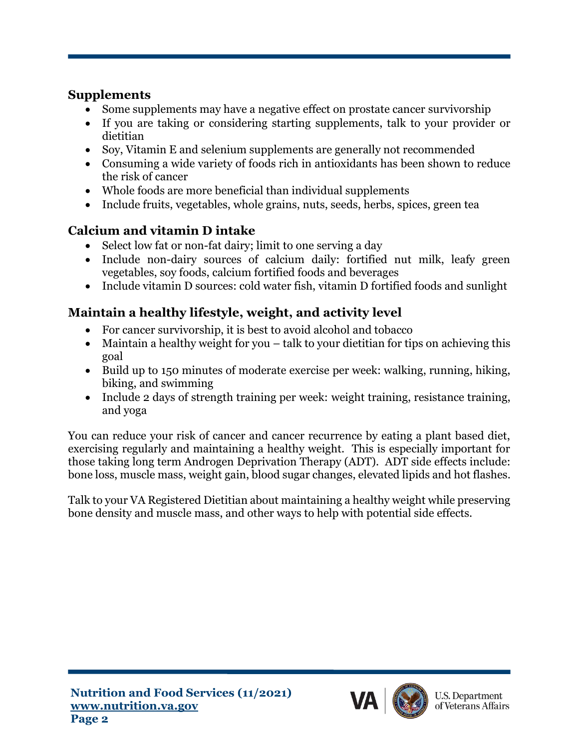## Supplements

- Some supplements may have a negative effect on prostate cancer survivorship
- If you are taking or considering starting supplements, talk to your provider or dietitian
- Soy, Vitamin E and selenium supplements are generally not recommended
- Consuming a wide variety of foods rich in antioxidants has been shown to reduce the risk of cancer
- Whole foods are more beneficial than individual supplements
- Include fruits, vegetables, whole grains, nuts, seeds, herbs, spices, green tea

## Calcium and vitamin D intake

- Select low fat or non-fat dairy; limit to one serving a day
- Include non-dairy sources of calcium daily: fortified nut milk, leafy green vegetables, soy foods, calcium fortified foods and beverages
- Include vitamin D sources: cold water fish, vitamin D fortified foods and sunlight

## Maintain a healthy lifestyle, weight, and activity level

- For cancer survivorship, it is best to avoid alcohol and tobacco
- Maintain a healthy weight for you – talk to your dietitian for tips on achieving this goal
- Build up to 150 minutes of moderate exercise per week: walking, running, hiking, biking, and swimming
- Include 2 days of strength training per week: weight training, resistance training, and yoga

You can reduce your risk of cancer and cancer recurrence by eating a plant based diet, exercising regularly and maintaining a healthy weight. This is especially important for those taking long term Androgen Deprivation Therapy (ADT). ADT side effects include: bone loss, muscle mass, weight gain, blood sugar changes, elevated lipids and hot flashes.

Talk to your VA Registered Dietitian about maintaining a healthy weight while preserving bone density and muscle mass, and other ways to help with potential side effects.

**Nutrition and Food Services (11/2021)**
**www.nutrition.va.gov**

VA U.S. Department of Veterans Affairs